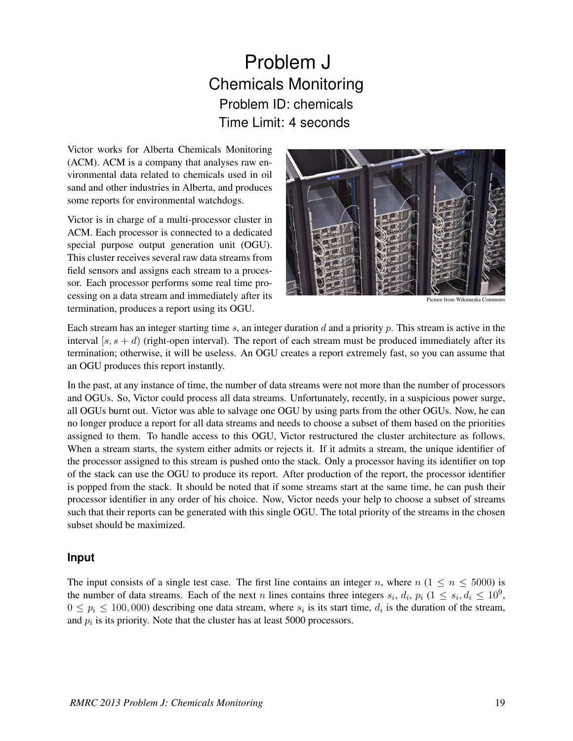# Problem J
## Chemicals Monitoring
### Problem ID: chemicals
### Time Limit: 4 seconds

Victor works for Alberta Chemicals Monitoring (ACM). ACM is a company that analyses raw environmental data related to chemicals used in oil sand and other industries in Alberta, and produces some reports for environmental watchdogs.

Victor is in charge of a multi-processor cluster in ACM. Each processor is connected to a dedicated special purpose output generation unit (OGU). This cluster receives several raw data streams from field sensors and assigns each stream to a processor. Each processor performs some real time processing on a data stream and immediately after its termination, produces a report using its OGU.

Picture from Wikimedia Commons

Each stream has an integer starting time $s$, an integer duration $d$ and a priority $p$. This stream is active in the interval $[s, s+d)$ (right-open interval). The report of each stream must be produced immediately after its termination; otherwise, it will be useless. An OGU creates a report extremely fast, so you can assume that an OGU produces this report instantly.

In the past, at any instance of time, the number of data streams were not more than the number of processors and OGUs. So, Victor could process all data streams. Unfortunately, recently, in a suspicious power surge, all OGUs burnt out. Victor was able to salvage one OGU by using parts from the other OGUs. Now, he can no longer produce a report for all data streams and needs to choose a subset of them based on the priorities assigned to them. To handle access to this OGU, Victor restructured the cluster architecture as follows. When a stream starts, the system either admits or rejects it. If it admits a stream, the unique identifier of the processor assigned to this stream is pushed onto the stack. Only a processor having its identifier on top of the stack can use the OGU to produce its report. After production of the report, the processor identifier is popped from the stack. It should be noted that if some streams start at the same time, he can push their processor identifier in any order of his choice. Now, Victor needs your help to choose a subset of streams such that their reports can be generated with this single OGU. The total priority of the streams in the chosen subset should be maximized.

## Input

The input consists of a single test case. The first line contains an integer $n$, where $n$ ($1 \leq n \leq 5000$) is the number of data streams. Each of the next $n$ lines contains three integers $s_i$, $d_i$, $p_i$ ($1 \leq s_i, d_i \leq 10^9$, $0 \leq p_i \leq 100,000$) describing one data stream, where $s_i$ is its start time, $d_i$ is the duration of the stream, and $p_i$ is its priority. Note that the cluster has at least 5000 processors.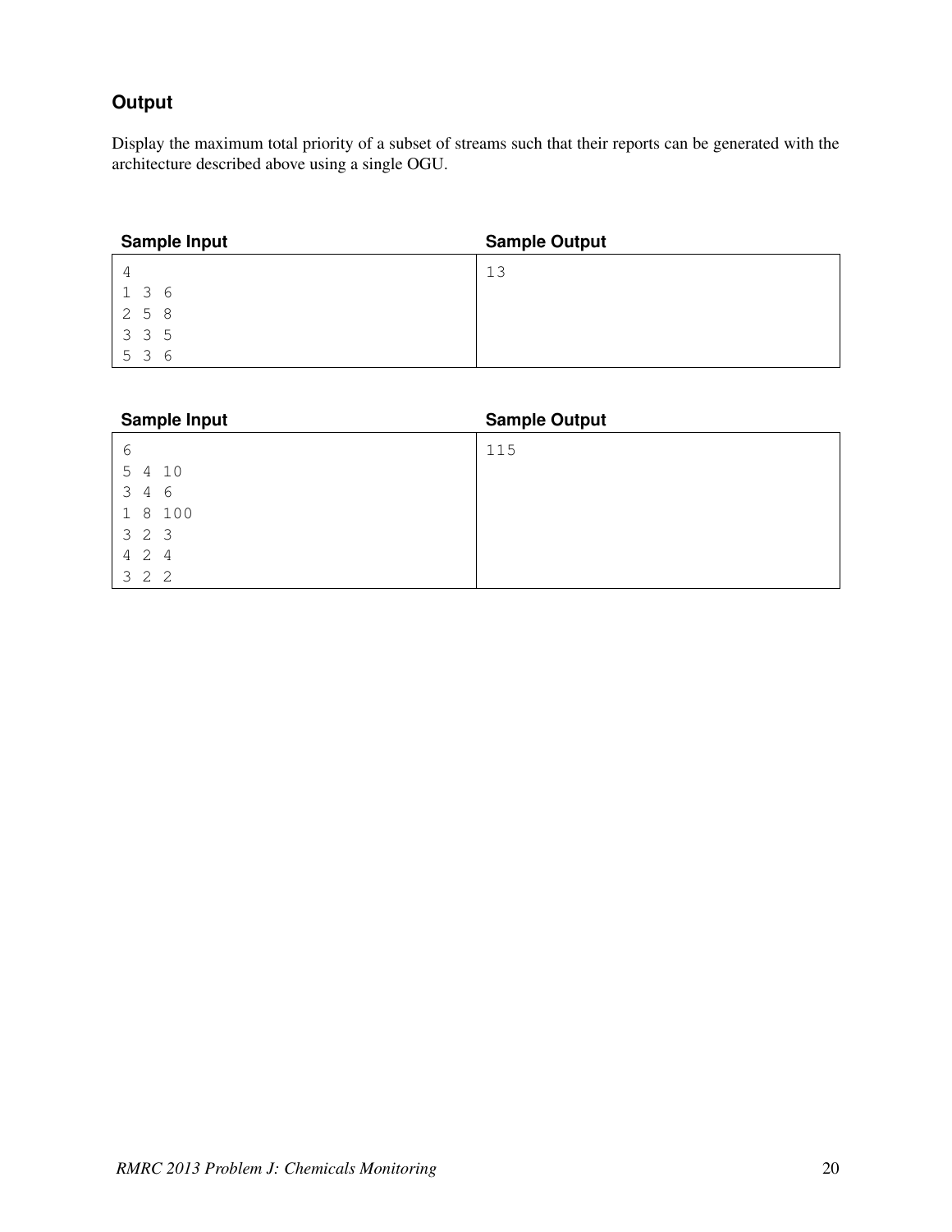## Output

Display the maximum total priority of a subset of streams such that their reports can be generated with the architecture described above using a single OGU.

| Sample Input | Sample Output |
|---|---|
| 4<br>1 3 6<br>2 5 8<br>3 3 5<br>5 3 6 | 13 |

| Sample Input | Sample Output |
|---|---|
| 6<br>5 4 10<br>3 4 6<br>1 8 100<br>3 2 3<br>4 2 4<br>3 2 2 | 115 |